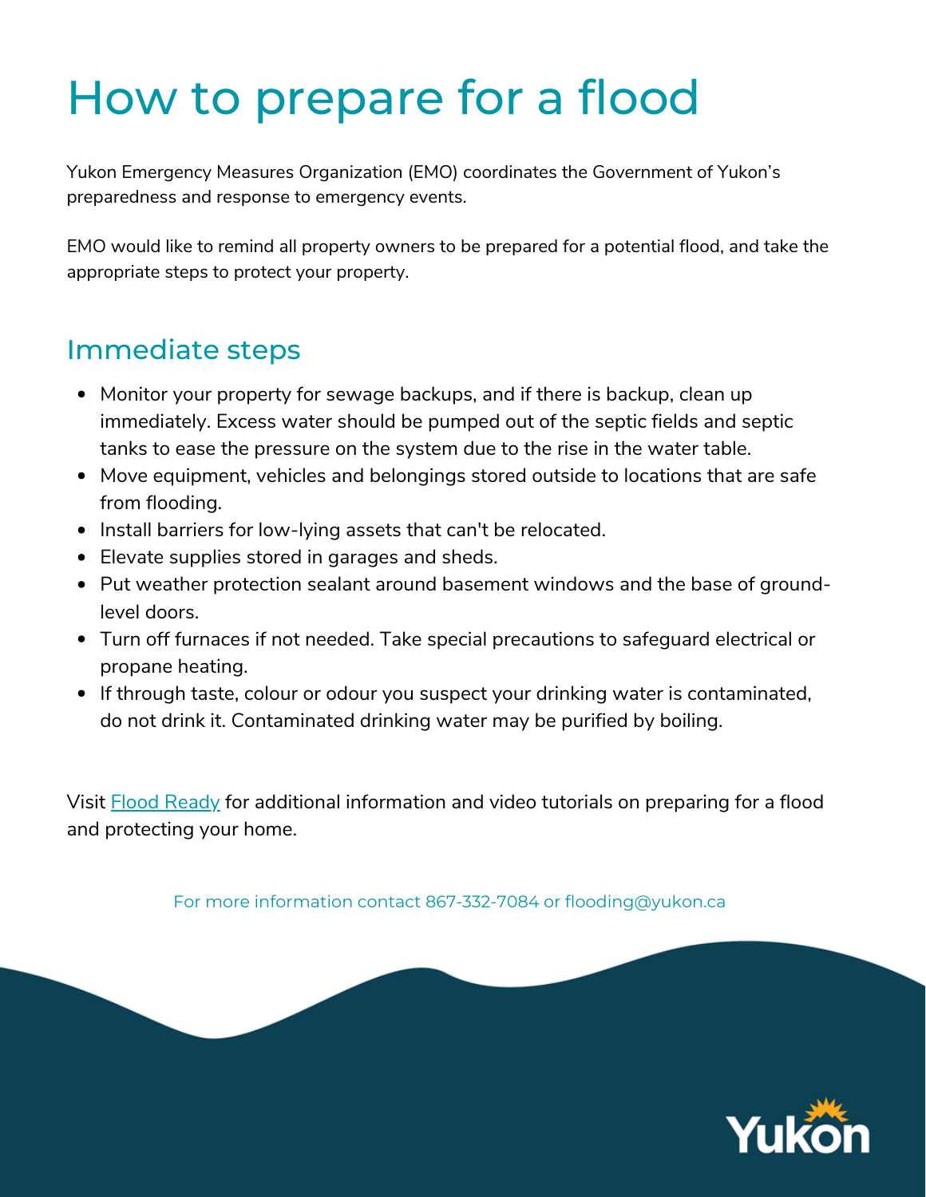# How to prepare for a flood

Yukon Emergency Measures Organization (EMO) coordinates the Government of Yukon's preparedness and response to emergency events.

EMO would like to remind all property owners to be prepared for a potential flood, and take the appropriate steps to protect your property.

## Immediate steps

- Monitor your property for sewage backups, and if there is backup, clean up immediately. Excess water should be pumped out of the septic fields and septic tanks to ease the pressure on the system due to the rise in the water table.
- Move equipment, vehicles and belongings stored outside to locations that are safe from flooding.
- Install barriers for low-lying assets that can't be relocated.
- Elevate supplies stored in garages and sheds.
- Put weather protection sealant around basement windows and the base of ground-level doors.
- Turn off furnaces if not needed. Take special precautions to safeguard electrical or propane heating.
- If through taste, colour or odour you suspect your drinking water is contaminated, do not drink it. Contaminated drinking water may be purified by boiling.

Visit [Flood Ready](Flood Ready) for additional information and video tutorials on preparing for a flood and protecting your home.

For more information contact 867-332-7084 or flooding@yukon.ca

Yukon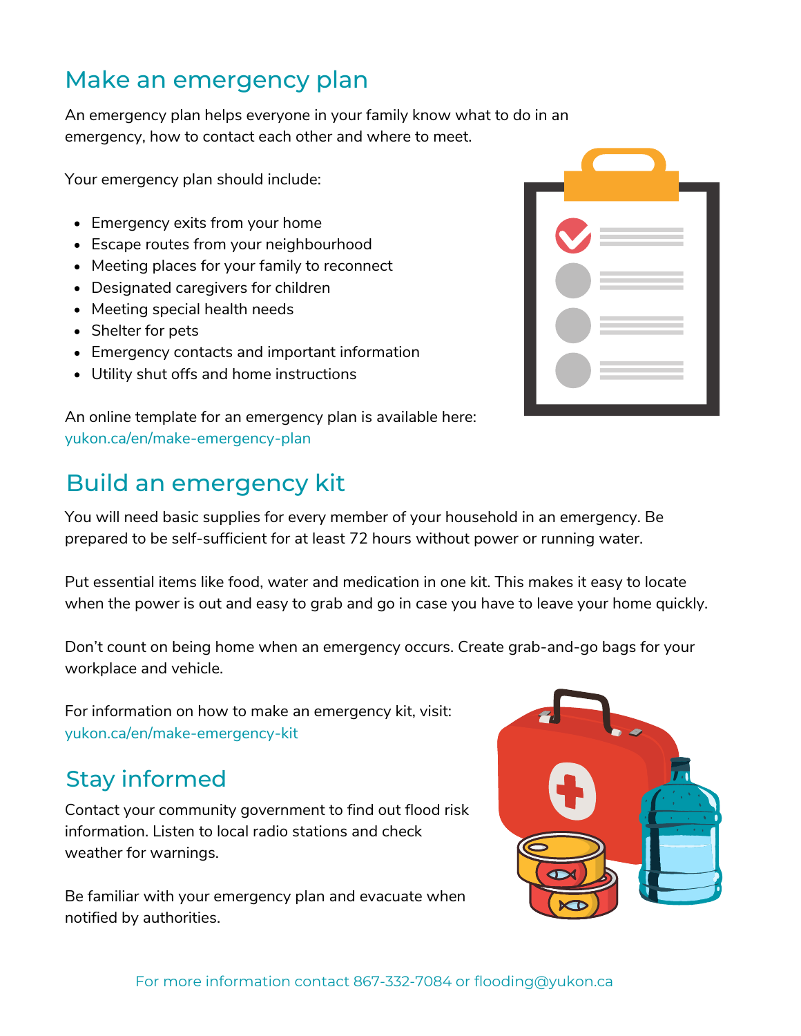## Make an emergency plan

An emergency plan helps everyone in your family know what to do in an emergency, how to contact each other and where to meet.

Your emergency plan should include:

- Emergency exits from your home
- Escape routes from your neighbourhood
- Meeting places for your family to reconnect
- Designated caregivers for children
- Meeting special health needs
- Shelter for pets
- Emergency contacts and important information
- Utility shut offs and home instructions

An online template for an emergency plan is available here: yukon.ca/en/make-emergency-plan

## Build an emergency kit

You will need basic supplies for every member of your household in an emergency. Be prepared to be self-sufficient for at least 72 hours without power or running water.

Put essential items like food, water and medication in one kit. This makes it easy to locate when the power is out and easy to grab and go in case you have to leave your home quickly.

Don't count on being home when an emergency occurs. Create grab-and-go bags for your workplace and vehicle.

For information on how to make an emergency kit, visit: yukon.ca/en/make-emergency-kit

## Stay informed

Contact your community government to find out flood risk information. Listen to local radio stations and check weather for warnings.

Be familiar with your emergency plan and evacuate when notified by authorities.

For more information contact 867-332-7084 or flooding@yukon.ca